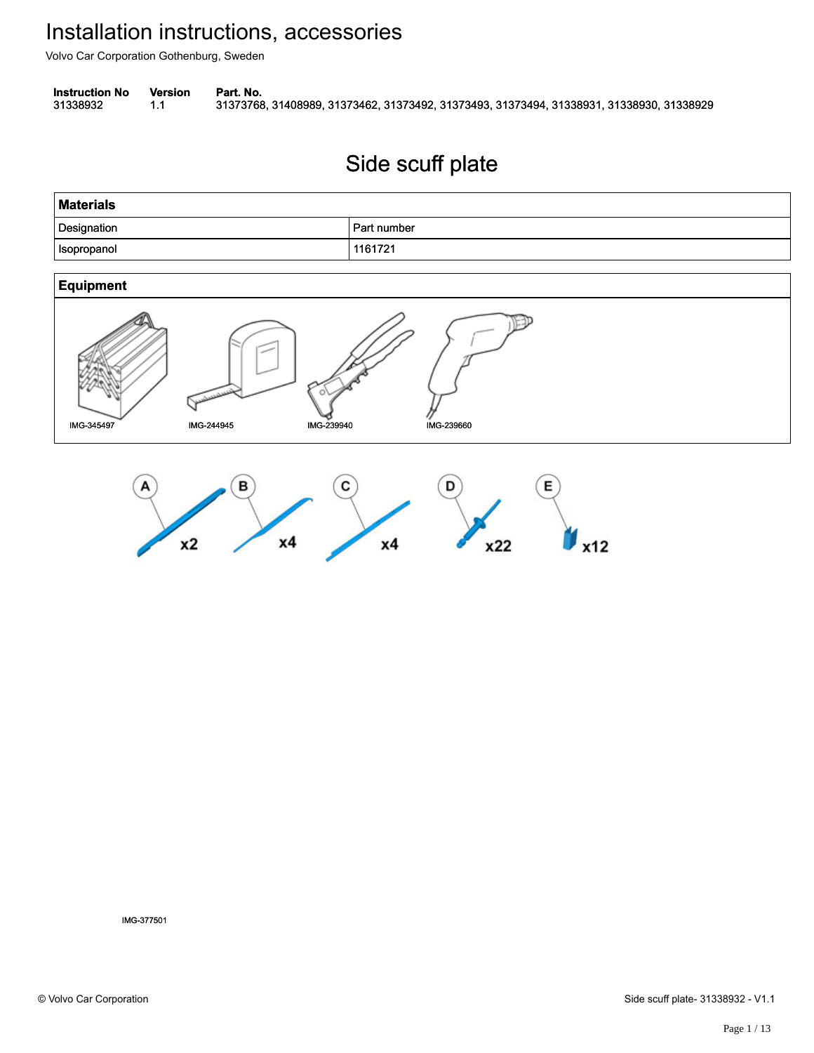# Installation instructions, accessories

Volvo Car Corporation Gothenburg, Sweden

| Instruction No | Version | Part. No. |
|---|---|---|
| 31338932 | 1.1 | 31373768, 31408989, 31373462, 31373492, 31373493, 31373494, 31338931, 31338930, 31338929 |

# Side scuff plate

| Materials | |
|---|---|
| Designation | Part number |
| Isopropanol | 1161721 |

**Equipment**

IMG-345497 IMG-244945 IMG-239940 IMG-239660

A x2 B x4 C x4 D x22 E x12

IMG-377501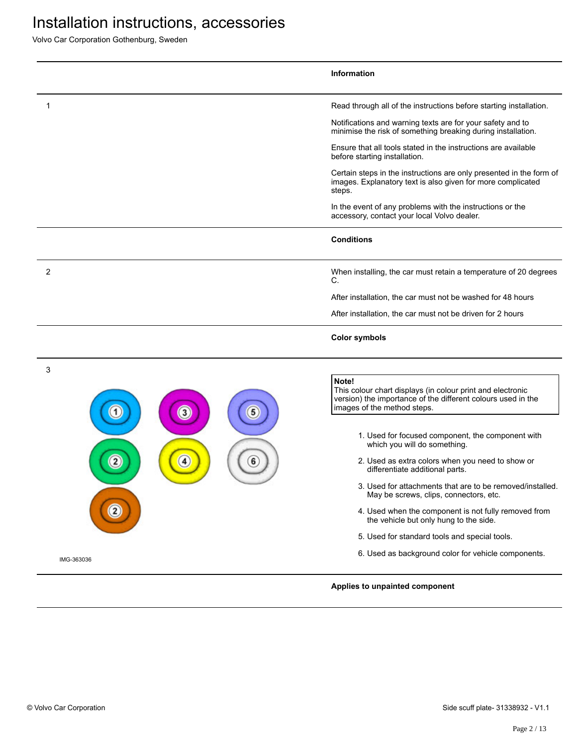# Installation instructions, accessories

Volvo Car Corporation Gothenburg, Sweden

**Information**

1

Read through all of the instructions before starting installation.

Notifications and warning texts are for your safety and to minimise the risk of something breaking during installation.

Ensure that all tools stated in the instructions are available before starting installation.

Certain steps in the instructions are only presented in the form of images. Explanatory text is also given for more complicated steps.

In the event of any problems with the instructions or the accessory, contact your local Volvo dealer.

**Conditions**

2

When installing, the car must retain a temperature of 20 degrees C.

After installation, the car must not be washed for 48 hours

After installation, the car must not be driven for 2 hours

**Color symbols**

3

IMG-363036

**Note!**
This colour chart displays (in colour print and electronic version) the importance of the different colours used in the images of the method steps.

1. Used for focused component, the component with which you will do something.
2. Used as extra colors when you need to show or differentiate additional parts.
3. Used for attachments that are to be removed/installed. May be screws, clips, connectors, etc.
4. Used when the component is not fully removed from the vehicle but only hung to the side.
5. Used for standard tools and special tools.
6. Used as background color for vehicle components.

**Applies to unpainted component**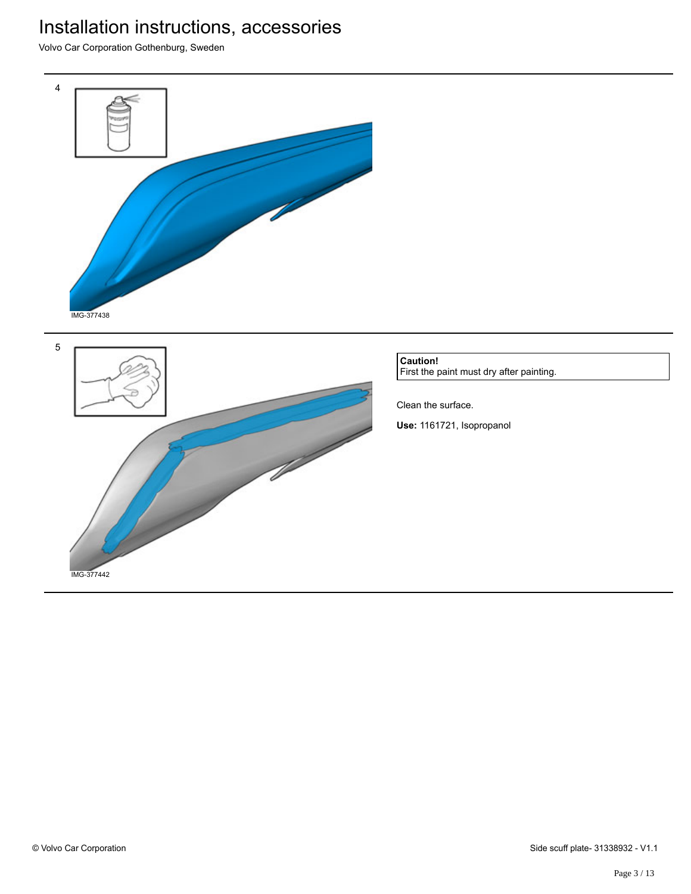# Installation instructions, accessories

Volvo Car Corporation Gothenburg, Sweden

4

IMG-377438

5

IMG-377442

**Caution!**
First the paint must dry after painting.

Clean the surface.

**Use:** 1161721, Isopropanol

© Volvo Car Corporation

Side scuff plate- 31338932 - V1.1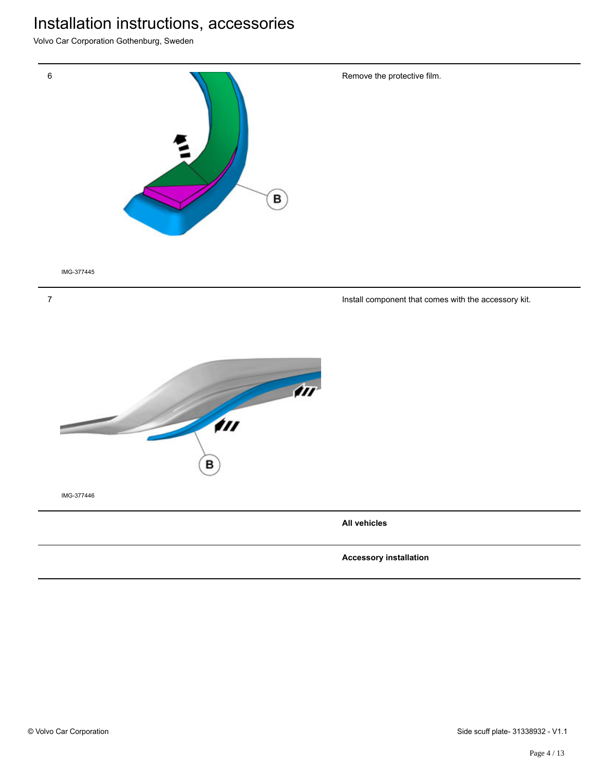| | | |
|---|---|---|
| 6 | IMG-377445 | Remove the protective film. |
| 7 | IMG-377446 | Install component that comes with the accessory kit. |
| | | **All vehicles** |
| | | **Accessory installation** |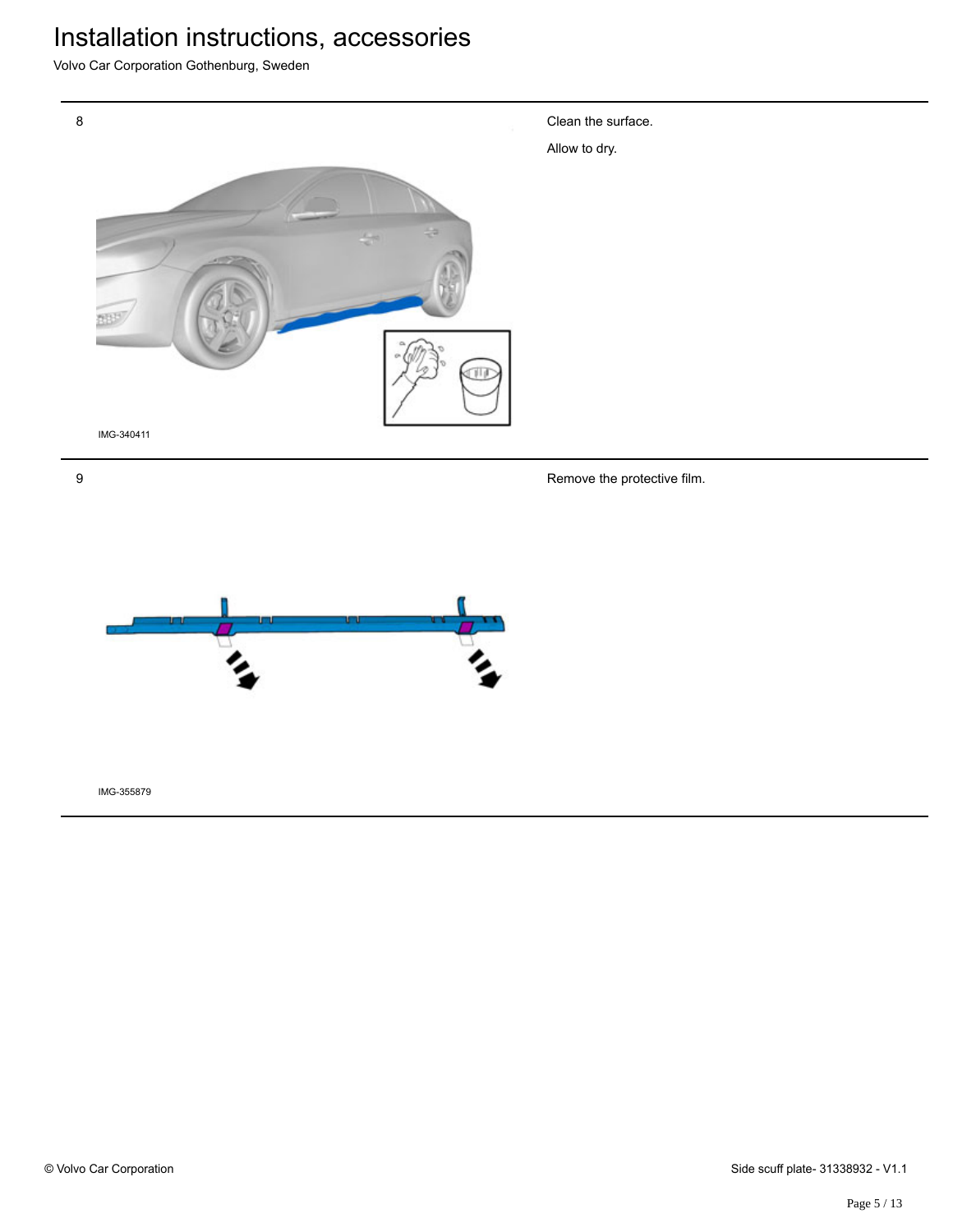8

Clean the surface.

Allow to dry.

IMG-340411

9

Remove the protective film.

IMG-355879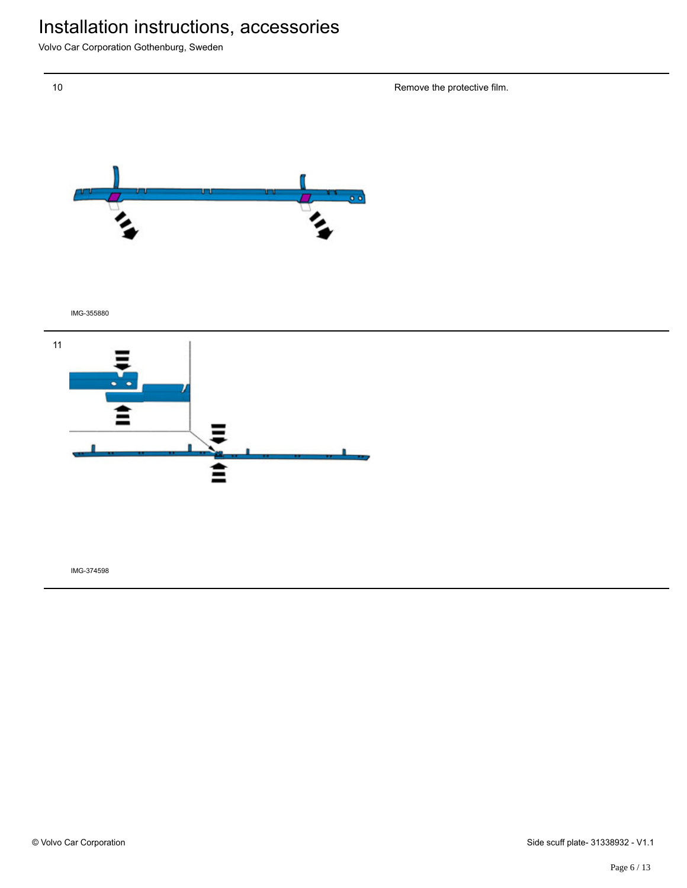10

Remove the protective film.

IMG-355880

11

IMG-374598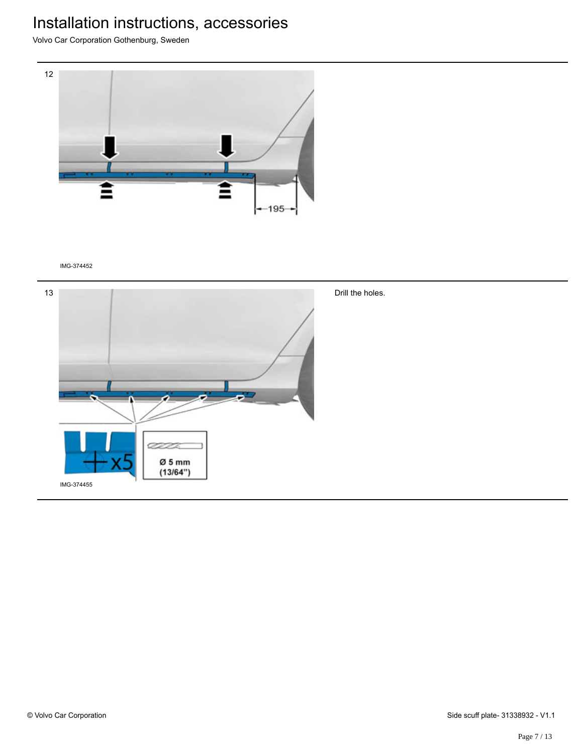# Installation instructions, accessories

Volvo Car Corporation Gothenburg, Sweden

12

IMG-374452

13

IMG-374455

Drill the holes.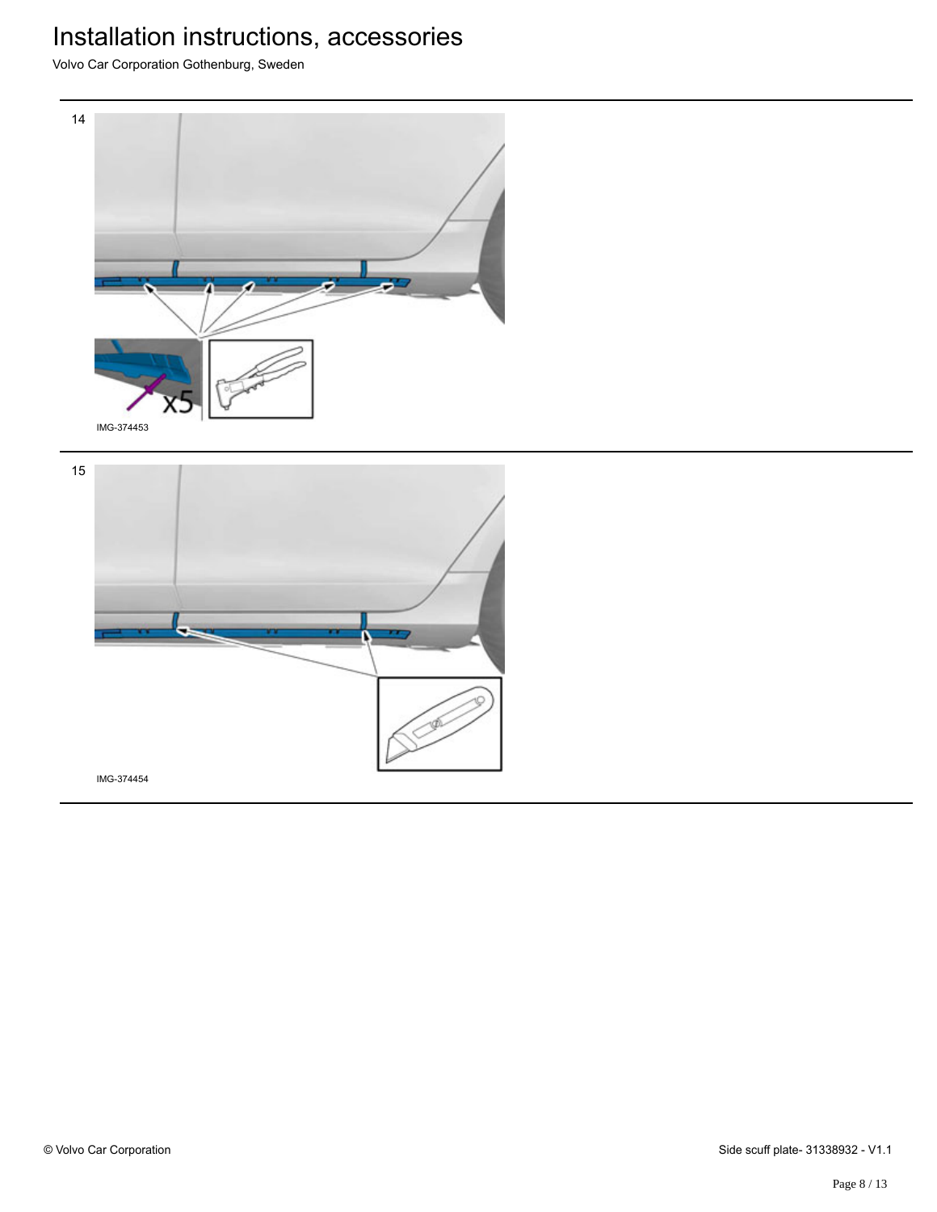14

x5

IMG-374453

15

IMG-374454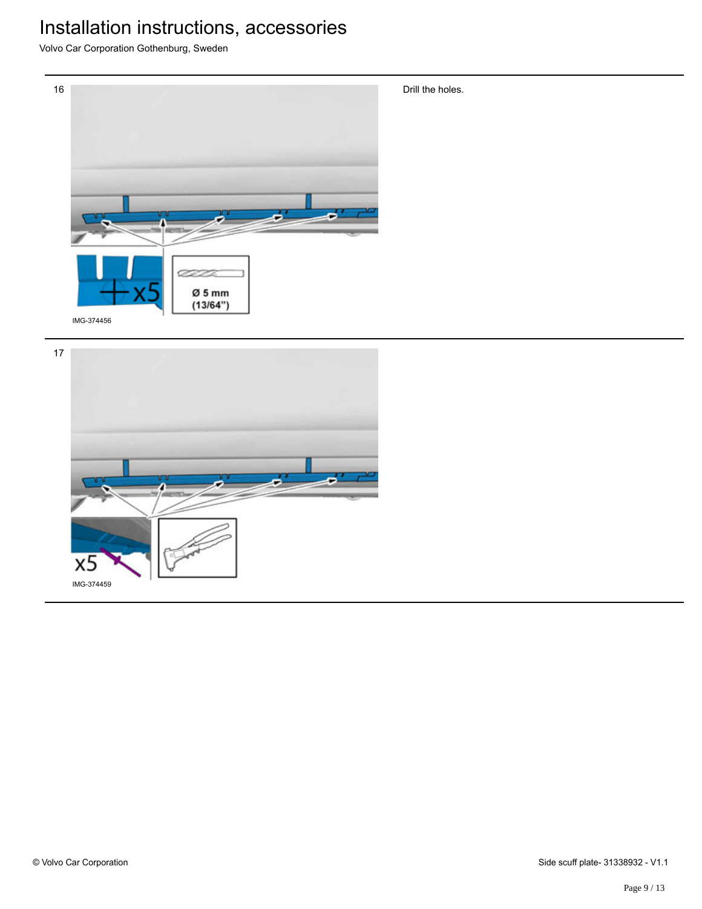16

IMG-374456

Drill the holes.

17

IMG-374459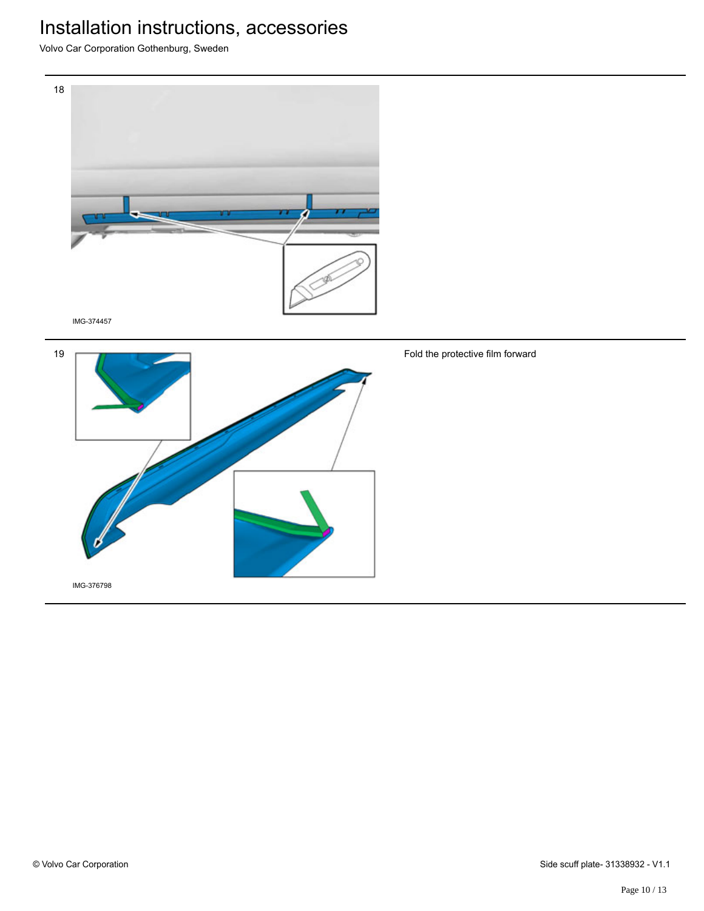18

IMG-374457

19

IMG-376798

Fold the protective film forward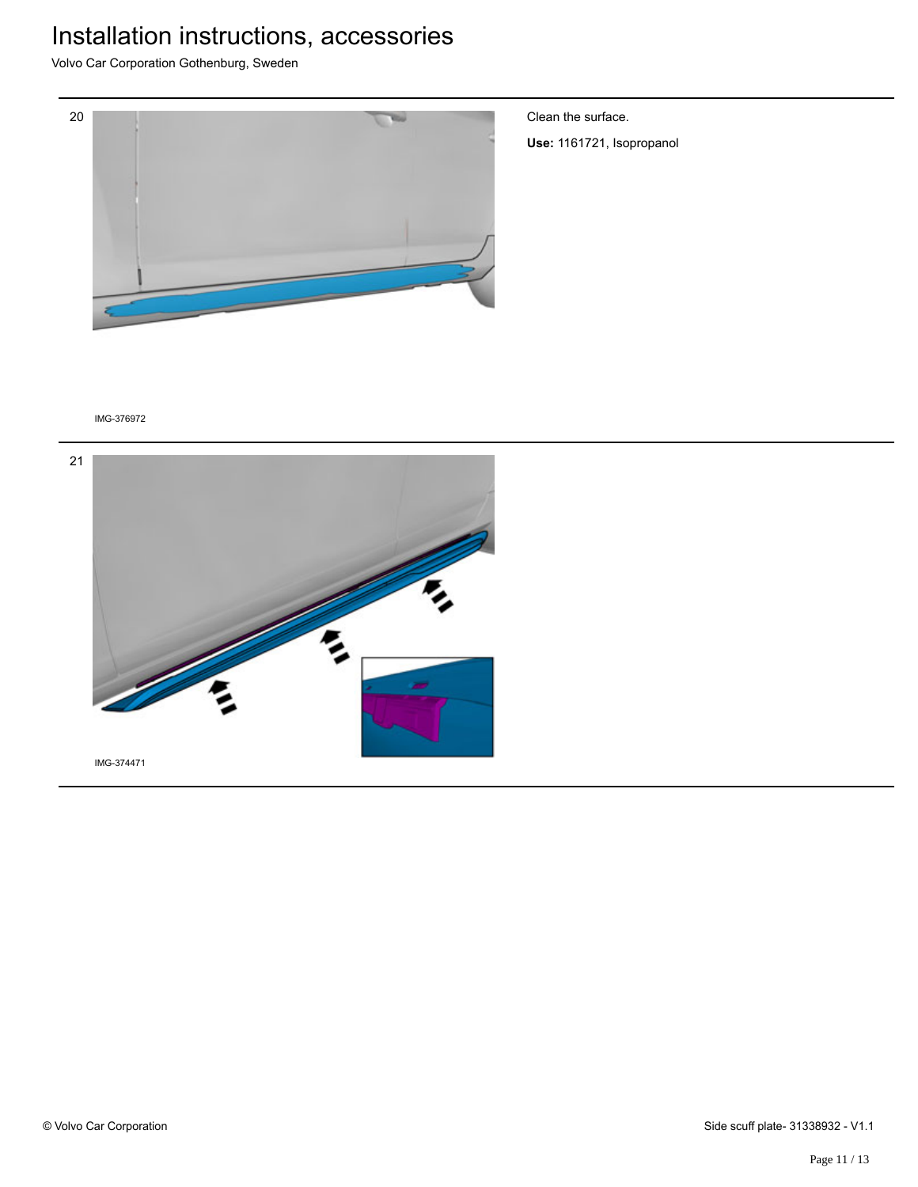20

Clean the surface.

**Use:** 1161721, Isopropanol

IMG-376972

21

IMG-374471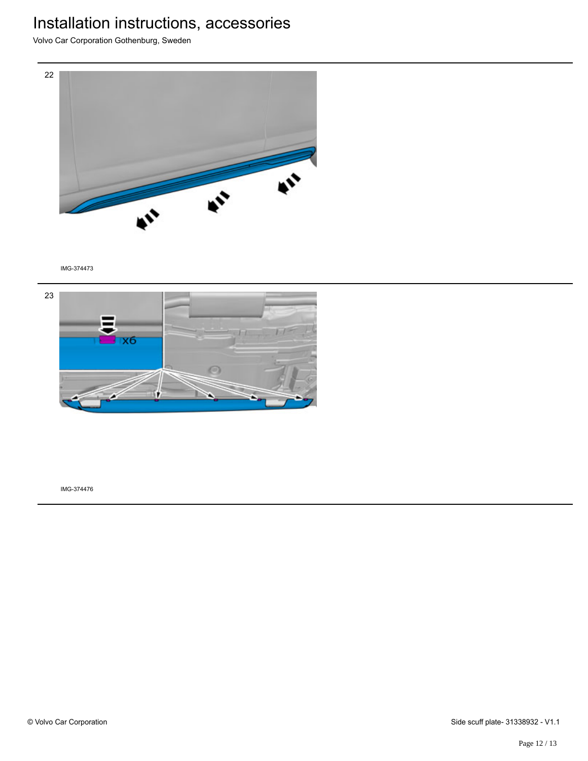22

IMG-374473

23

x6

IMG-374476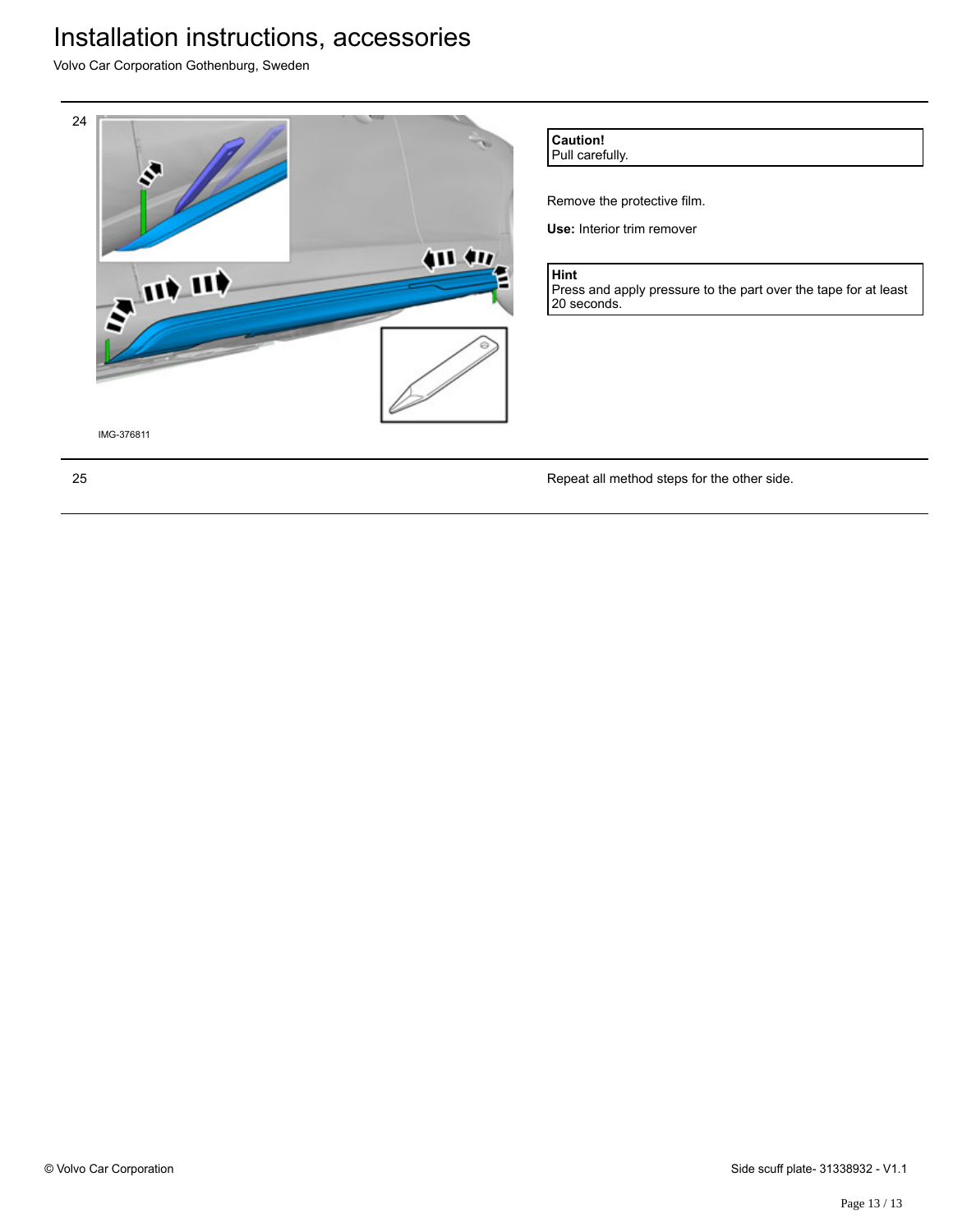# Installation instructions, accessories

Volvo Car Corporation Gothenburg, Sweden

24

IMG-376811

**Caution!**
Pull carefully.

Remove the protective film.

**Use:** Interior trim remover

**Hint**
Press and apply pressure to the part over the tape for at least 20 seconds.

25

Repeat all method steps for the other side.